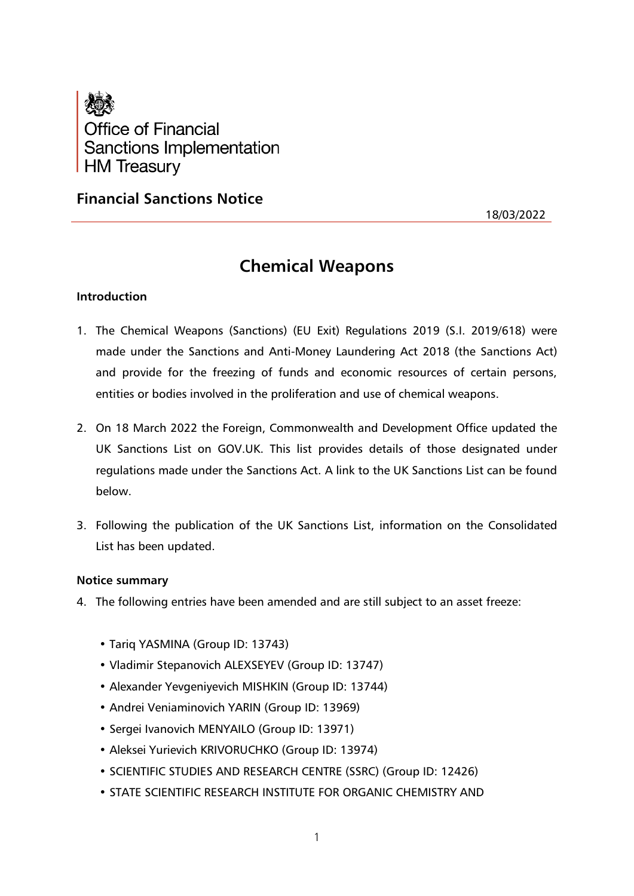Office of Financial Sanctions Implementation
HM Treasury

## Financial Sanctions Notice

18/03/2022

# Chemical Weapons

### Introduction

1. The Chemical Weapons (Sanctions) (EU Exit) Regulations 2019 (S.I. 2019/618) were made under the Sanctions and Anti-Money Laundering Act 2018 (the Sanctions Act) and provide for the freezing of funds and economic resources of certain persons, entities or bodies involved in the proliferation and use of chemical weapons.

2. On 18 March 2022 the Foreign, Commonwealth and Development Office updated the UK Sanctions List on GOV.UK. This list provides details of those designated under regulations made under the Sanctions Act. A link to the UK Sanctions List can be found below.

3. Following the publication of the UK Sanctions List, information on the Consolidated List has been updated.

### Notice summary

4. The following entries have been amended and are still subject to an asset freeze:

   - Tariq YASMINA (Group ID: 13743)
   - Vladimir Stepanovich ALEXSEYEV (Group ID: 13747)
   - Alexander Yevgeniyevich MISHKIN (Group ID: 13744)
   - Andrei Veniaminovich YARIN (Group ID: 13969)
   - Sergei Ivanovich MENYAILO (Group ID: 13971)
   - Aleksei Yurievich KRIVORUCHKO (Group ID: 13974)
   - SCIENTIFIC STUDIES AND RESEARCH CENTRE (SSRC) (Group ID: 12426)
   - STATE SCIENTIFIC RESEARCH INSTITUTE FOR ORGANIC CHEMISTRY AND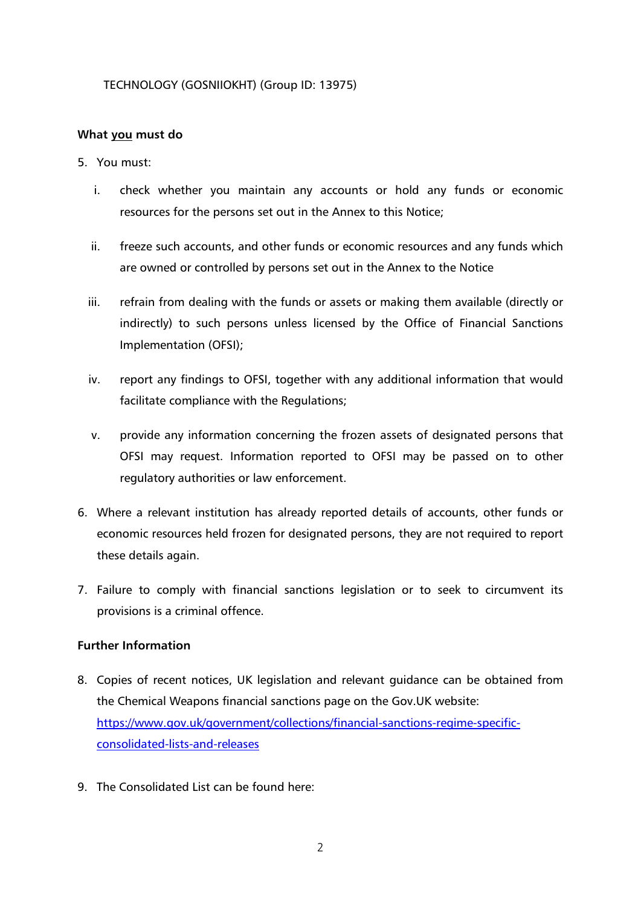TECHNOLOGY (GOSNIIOKHT) (Group ID: 13975)

**What you must do**

5. You must:

   i. check whether you maintain any accounts or hold any funds or economic resources for the persons set out in the Annex to this Notice;

   ii. freeze such accounts, and other funds or economic resources and any funds which are owned or controlled by persons set out in the Annex to the Notice

   iii. refrain from dealing with the funds or assets or making them available (directly or indirectly) to such persons unless licensed by the Office of Financial Sanctions Implementation (OFSI);

   iv. report any findings to OFSI, together with any additional information that would facilitate compliance with the Regulations;

   v. provide any information concerning the frozen assets of designated persons that OFSI may request. Information reported to OFSI may be passed on to other regulatory authorities or law enforcement.

6. Where a relevant institution has already reported details of accounts, other funds or economic resources held frozen for designated persons, they are not required to report these details again.

7. Failure to comply with financial sanctions legislation or to seek to circumvent its provisions is a criminal offence.

**Further Information**

8. Copies of recent notices, UK legislation and relevant guidance can be obtained from the Chemical Weapons financial sanctions page on the Gov.UK website: https://www.gov.uk/government/collections/financial-sanctions-regime-specific-consolidated-lists-and-releases

9. The Consolidated List can be found here: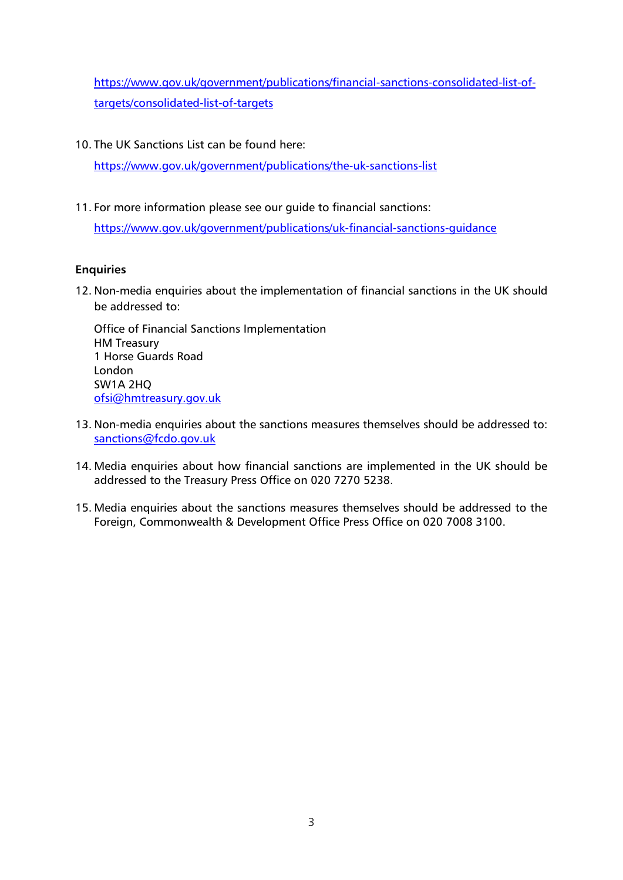https://www.gov.uk/government/publications/financial-sanctions-consolidated-list-of-targets/consolidated-list-of-targets

10. The UK Sanctions List can be found here:
    https://www.gov.uk/government/publications/the-uk-sanctions-list

11. For more information please see our guide to financial sanctions:
    https://www.gov.uk/government/publications/uk-financial-sanctions-guidance

**Enquiries**

12. Non-media enquiries about the implementation of financial sanctions in the UK should be addressed to:

    Office of Financial Sanctions Implementation
    HM Treasury
    1 Horse Guards Road
    London
    SW1A 2HQ
    ofsi@hmtreasury.gov.uk

13. Non-media enquiries about the sanctions measures themselves should be addressed to: sanctions@fcdo.gov.uk

14. Media enquiries about how financial sanctions are implemented in the UK should be addressed to the Treasury Press Office on 020 7270 5238.

15. Media enquiries about the sanctions measures themselves should be addressed to the Foreign, Commonwealth & Development Office Press Office on 020 7008 3100.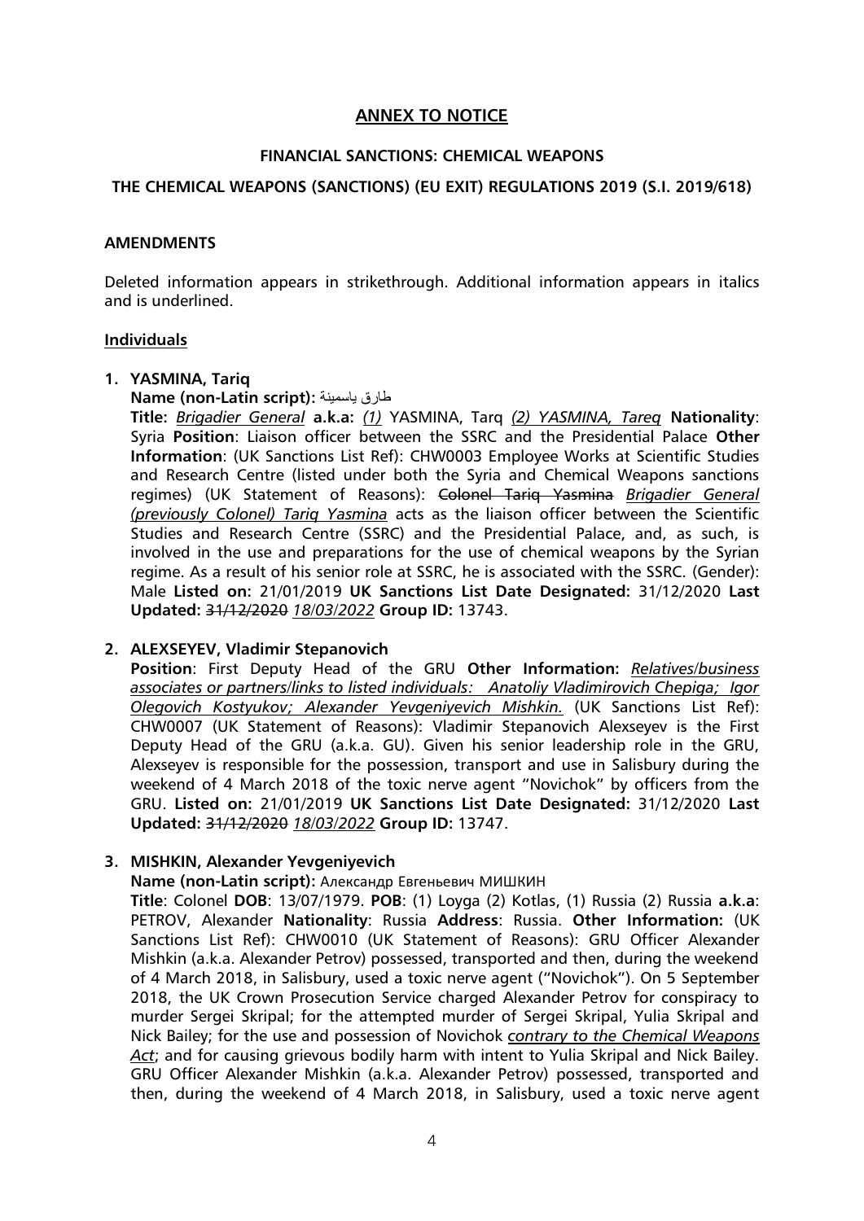## ANNEX TO NOTICE

### FINANCIAL SANCTIONS: CHEMICAL WEAPONS

### THE CHEMICAL WEAPONS (SANCTIONS) (EU EXIT) REGULATIONS 2019 (S.I. 2019/618)

**AMENDMENTS**

Deleted information appears in strikethrough. Additional information appears in italics and is underlined.

**Individuals**

1. **YASMINA, Tariq**
   **Name (non-Latin script):** طارق ياسمينة
   **Title:** *<u>Brigadier General</u>* **a.k.a:** *<u>(1)</u>* YASMINA, Tarq *<u>(2) YASMINA, Tareq</u>* **Nationality**: Syria **Position**: Liaison officer between the SSRC and the Presidential Palace **Other Information**: (UK Sanctions List Ref): CHW0003 Employee Works at Scientific Studies and Research Centre (listed under both the Syria and Chemical Weapons sanctions regimes) (UK Statement of Reasons): ~~Colonel Tariq Yasmina~~ *<u>Brigadier General (previously Colonel) Tariq Yasmina</u>* acts as the liaison officer between the Scientific Studies and Research Centre (SSRC) and the Presidential Palace, and, as such, is involved in the use and preparations for the use of chemical weapons by the Syrian regime. As a result of his senior role at SSRC, he is associated with the SSRC. (Gender): Male **Listed on:** 21/01/2019 **UK Sanctions List Date Designated:** 31/12/2020 **Last Updated:** ~~31/12/2020~~ *<u>18/03/2022</u>* **Group ID:** 13743.

2. **ALEXSEYEV, Vladimir Stepanovich**
   **Position**: First Deputy Head of the GRU **Other Information:** *<u>Relatives/business associates or partners/links to listed individuals: Anatoliy Vladimirovich Chepiga; Igor Olegovich Kostyukov; Alexander Yevgeniyevich Mishkin.</u>* (UK Sanctions List Ref): CHW0007 (UK Statement of Reasons): Vladimir Stepanovich Alexseyev is the First Deputy Head of the GRU (a.k.a. GU). Given his senior leadership role in the GRU, Alexseyev is responsible for the possession, transport and use in Salisbury during the weekend of 4 March 2018 of the toxic nerve agent "Novichok" by officers from the GRU. **Listed on:** 21/01/2019 **UK Sanctions List Date Designated:** 31/12/2020 **Last Updated:** ~~31/12/2020~~ *<u>18/03/2022</u>* **Group ID:** 13747.

3. **MISHKIN, Alexander Yevgeniyevich**
   **Name (non-Latin script):** Александр Евгеньевич МИШКИН
   **Title**: Colonel **DOB**: 13/07/1979. **POB**: (1) Loyga (2) Kotlas, (1) Russia (2) Russia **a.k.a**: PETROV, Alexander **Nationality**: Russia **Address**: Russia. **Other Information:** (UK Sanctions List Ref): CHW0010 (UK Statement of Reasons): GRU Officer Alexander Mishkin (a.k.a. Alexander Petrov) possessed, transported and then, during the weekend of 4 March 2018, in Salisbury, used a toxic nerve agent ("Novichok"). On 5 September 2018, the UK Crown Prosecution Service charged Alexander Petrov for conspiracy to murder Sergei Skripal; for the attempted murder of Sergei Skripal, Yulia Skripal and Nick Bailey; for the use and possession of Novichok *<u>contrary to the Chemical Weapons Act</u>*; and for causing grievous bodily harm with intent to Yulia Skripal and Nick Bailey. GRU Officer Alexander Mishkin (a.k.a. Alexander Petrov) possessed, transported and then, during the weekend of 4 March 2018, in Salisbury, used a toxic nerve agent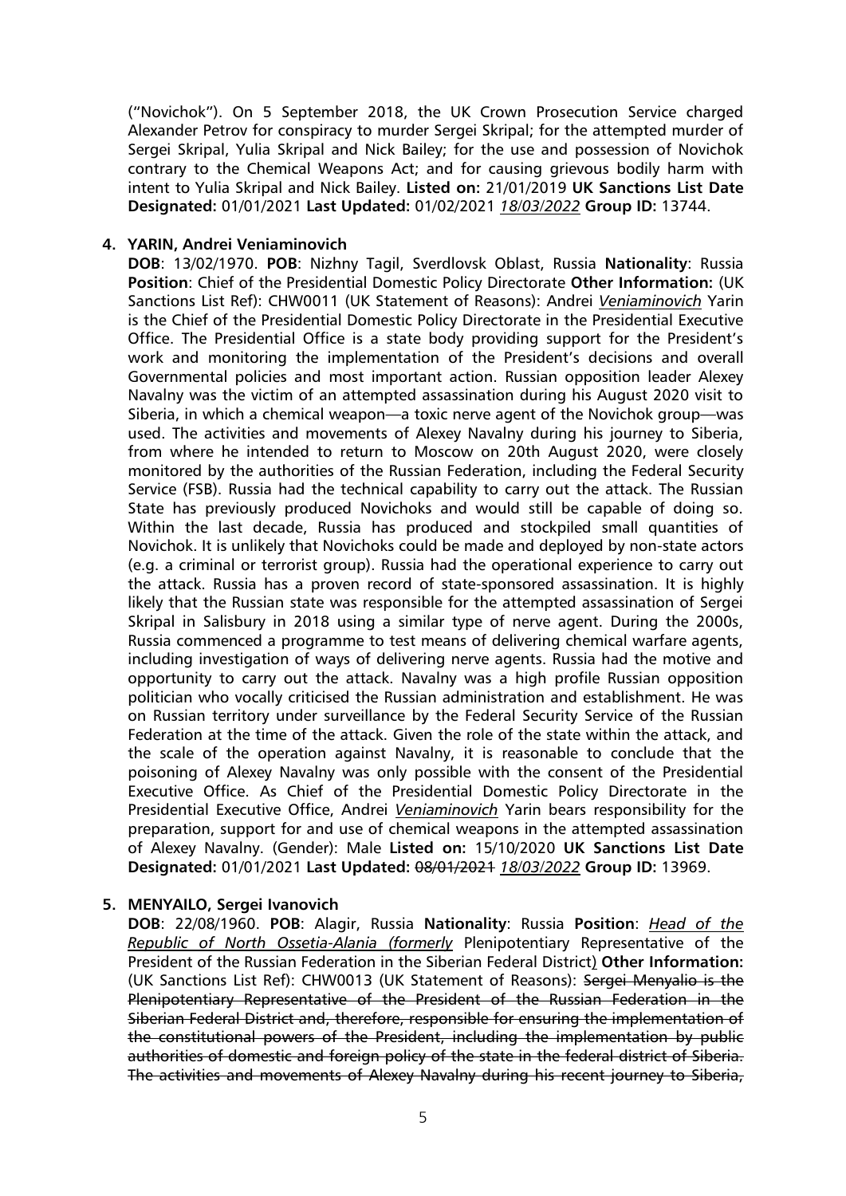("Novichok"). On 5 September 2018, the UK Crown Prosecution Service charged Alexander Petrov for conspiracy to murder Sergei Skripal; for the attempted murder of Sergei Skripal, Yulia Skripal and Nick Bailey; for the use and possession of Novichok contrary to the Chemical Weapons Act; and for causing grievous bodily harm with intent to Yulia Skripal and Nick Bailey. **Listed on:** 21/01/2019 **UK Sanctions List Date Designated:** 01/01/2021 **Last Updated:** 01/02/2021 *18/03/2022* **Group ID:** 13744.

**4. YARIN, Andrei Veniaminovich**

**DOB**: 13/02/1970. **POB**: Nizhny Tagil, Sverdlovsk Oblast, Russia **Nationality**: Russia **Position**: Chief of the Presidential Domestic Policy Directorate **Other Information:** (UK Sanctions List Ref): CHW0011 (UK Statement of Reasons): Andrei *Veniaminovich* Yarin is the Chief of the Presidential Domestic Policy Directorate in the Presidential Executive Office. The Presidential Office is a state body providing support for the President's work and monitoring the implementation of the President's decisions and overall Governmental policies and most important action. Russian opposition leader Alexey Navalny was the victim of an attempted assassination during his August 2020 visit to Siberia, in which a chemical weapon—a toxic nerve agent of the Novichok group—was used. The activities and movements of Alexey Navalny during his journey to Siberia, from where he intended to return to Moscow on 20th August 2020, were closely monitored by the authorities of the Russian Federation, including the Federal Security Service (FSB). Russia had the technical capability to carry out the attack. The Russian State has previously produced Novichoks and would still be capable of doing so. Within the last decade, Russia has produced and stockpiled small quantities of Novichok. It is unlikely that Novichoks could be made and deployed by non-state actors (e.g. a criminal or terrorist group). Russia had the operational experience to carry out the attack. Russia has a proven record of state-sponsored assassination. It is highly likely that the Russian state was responsible for the attempted assassination of Sergei Skripal in Salisbury in 2018 using a similar type of nerve agent. During the 2000s, Russia commenced a programme to test means of delivering chemical warfare agents, including investigation of ways of delivering nerve agents. Russia had the motive and opportunity to carry out the attack. Navalny was a high profile Russian opposition politician who vocally criticised the Russian administration and establishment. He was on Russian territory under surveillance by the Federal Security Service of the Russian Federation at the time of the attack. Given the role of the state within the attack, and the scale of the operation against Navalny, it is reasonable to conclude that the poisoning of Alexey Navalny was only possible with the consent of the Presidential Executive Office. As Chief of the Presidential Domestic Policy Directorate in the Presidential Executive Office, Andrei *Veniaminovich* Yarin bears responsibility for the preparation, support for and use of chemical weapons in the attempted assassination of Alexey Navalny. (Gender): Male **Listed on:** 15/10/2020 **UK Sanctions List Date Designated:** 01/01/2021 **Last Updated:** ~~08/01/2021~~ *18/03/2022* **Group ID:** 13969.

**5. MENYAILO, Sergei Ivanovich**

**DOB**: 22/08/1960. **POB**: Alagir, Russia **Nationality**: Russia **Position**: *Head of the Republic of North Ossetia-Alania (formerly* Plenipotentiary Representative of the President of the Russian Federation in the Siberian Federal District) **Other Information:** (UK Sanctions List Ref): CHW0013 (UK Statement of Reasons): ~~Sergei Menyalio is the Plenipotentiary Representative of the President of the Russian Federation in the Siberian Federal District and, therefore, responsible for ensuring the implementation of the constitutional powers of the President, including the implementation by public authorities of domestic and foreign policy of the state in the federal district of Siberia. The activities and movements of Alexey Navalny during his recent journey to Siberia,~~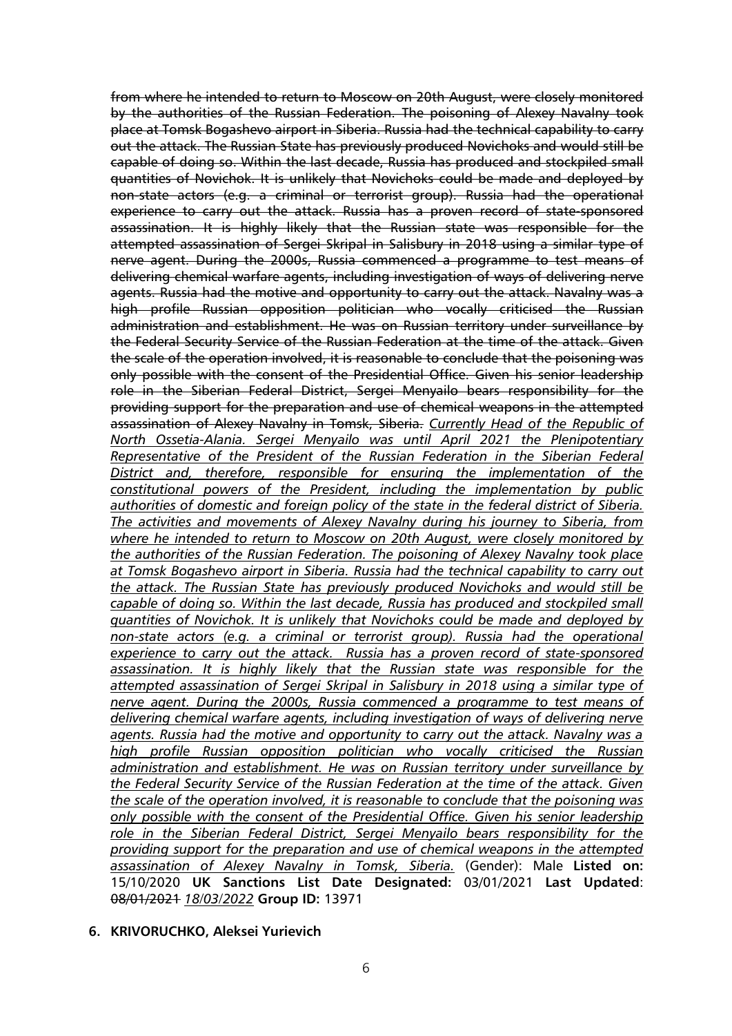~~from where he intended to return to Moscow on 20th August, were closely monitored by the authorities of the Russian Federation. The poisoning of Alexey Navalny took place at Tomsk Bogashevo airport in Siberia. Russia had the technical capability to carry out the attack. The Russian State has previously produced Novichoks and would still be capable of doing so. Within the last decade, Russia has produced and stockpiled small quantities of Novichok. It is unlikely that Novichoks could be made and deployed by non-state actors (e.g. a criminal or terrorist group). Russia had the operational experience to carry out the attack. Russia has a proven record of state-sponsored assassination. It is highly likely that the Russian state was responsible for the attempted assassination of Sergei Skripal in Salisbury in 2018 using a similar type of nerve agent. During the 2000s, Russia commenced a programme to test means of delivering chemical warfare agents, including investigation of ways of delivering nerve agents. Russia had the motive and opportunity to carry out the attack. Navalny was a high profile Russian opposition politician who vocally criticised the Russian administration and establishment. He was on Russian territory under surveillance by the Federal Security Service of the Russian Federation at the time of the attack. Given the scale of the operation involved, it is reasonable to conclude that the poisoning was only possible with the consent of the Presidential Office. Given his senior leadership role in the Siberian Federal District, Sergei Menyailo bears responsibility for the providing support for the preparation and use of chemical weapons in the attempted assassination of Alexey Navalny in Tomsk, Siberia.~~ *Currently Head of the Republic of North Ossetia-Alania. Sergei Menyailo was until April 2021 the Plenipotentiary Representative of the President of the Russian Federation in the Siberian Federal District and, therefore, responsible for ensuring the implementation of the constitutional powers of the President, including the implementation by public authorities of domestic and foreign policy of the state in the federal district of Siberia. The activities and movements of Alexey Navalny during his journey to Siberia, from where he intended to return to Moscow on 20th August, were closely monitored by the authorities of the Russian Federation. The poisoning of Alexey Navalny took place at Tomsk Bogashevo airport in Siberia. Russia had the technical capability to carry out the attack. The Russian State has previously produced Novichoks and would still be capable of doing so. Within the last decade, Russia has produced and stockpiled small quantities of Novichok. It is unlikely that Novichoks could be made and deployed by non-state actors (e.g. a criminal or terrorist group). Russia had the operational experience to carry out the attack. Russia has a proven record of state-sponsored assassination. It is highly likely that the Russian state was responsible for the attempted assassination of Sergei Skripal in Salisbury in 2018 using a similar type of nerve agent. During the 2000s, Russia commenced a programme to test means of delivering chemical warfare agents, including investigation of ways of delivering nerve agents. Russia had the motive and opportunity to carry out the attack. Navalny was a high profile Russian opposition politician who vocally criticised the Russian administration and establishment. He was on Russian territory under surveillance by the Federal Security Service of the Russian Federation at the time of the attack. Given the scale of the operation involved, it is reasonable to conclude that the poisoning was only possible with the consent of the Presidential Office. Given his senior leadership role in the Siberian Federal District, Sergei Menyailo bears responsibility for the providing support for the preparation and use of chemical weapons in the attempted assassination of Alexey Navalny in Tomsk, Siberia.* (Gender): Male **Listed on:** 15/10/2020 **UK Sanctions List Date Designated:** 03/01/2021 **Last Updated**: ~~08/01/2021~~ *18/03/2022* **Group ID:** 13971

6. **KRIVORUCHKO, Aleksei Yurievich**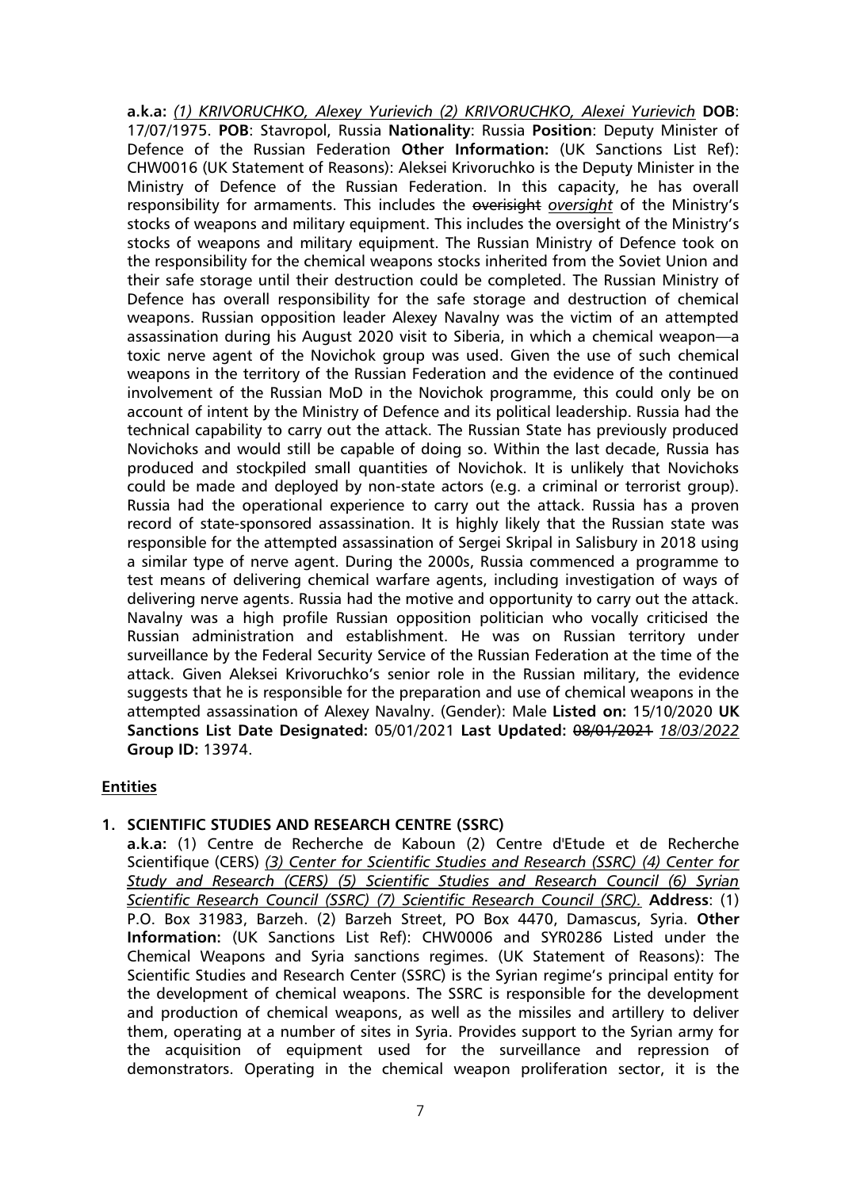**a.k.a:** *(1) KRIVORUCHKO, Alexey Yurievich (2) KRIVORUCHKO, Alexei Yurievich* **DOB**: 17/07/1975. **POB**: Stavropol, Russia **Nationality**: Russia **Position**: Deputy Minister of Defence of the Russian Federation **Other Information:** (UK Sanctions List Ref): CHW0016 (UK Statement of Reasons): Aleksei Krivoruchko is the Deputy Minister in the Ministry of Defence of the Russian Federation. In this capacity, he has overall responsibility for armaments. This includes the ~~overisight~~ *oversight* of the Ministry's stocks of weapons and military equipment. This includes the oversight of the Ministry's stocks of weapons and military equipment. The Russian Ministry of Defence took on the responsibility for the chemical weapons stocks inherited from the Soviet Union and their safe storage until their destruction could be completed. The Russian Ministry of Defence has overall responsibility for the safe storage and destruction of chemical weapons. Russian opposition leader Alexey Navalny was the victim of an attempted assassination during his August 2020 visit to Siberia, in which a chemical weapon—a toxic nerve agent of the Novichok group was used. Given the use of such chemical weapons in the territory of the Russian Federation and the evidence of the continued involvement of the Russian MoD in the Novichok programme, this could only be on account of intent by the Ministry of Defence and its political leadership. Russia had the technical capability to carry out the attack. The Russian State has previously produced Novichoks and would still be capable of doing so. Within the last decade, Russia has produced and stockpiled small quantities of Novichok. It is unlikely that Novichoks could be made and deployed by non-state actors (e.g. a criminal or terrorist group). Russia had the operational experience to carry out the attack. Russia has a proven record of state-sponsored assassination. It is highly likely that the Russian state was responsible for the attempted assassination of Sergei Skripal in Salisbury in 2018 using a similar type of nerve agent. During the 2000s, Russia commenced a programme to test means of delivering chemical warfare agents, including investigation of ways of delivering nerve agents. Russia had the motive and opportunity to carry out the attack. Navalny was a high profile Russian opposition politician who vocally criticised the Russian administration and establishment. He was on Russian territory under surveillance by the Federal Security Service of the Russian Federation at the time of the attack. Given Aleksei Krivoruchko's senior role in the Russian military, the evidence suggests that he is responsible for the preparation and use of chemical weapons in the attempted assassination of Alexey Navalny. (Gender): Male **Listed on:** 15/10/2020 **UK Sanctions List Date Designated:** 05/01/2021 **Last Updated:** ~~08/01/2021~~ *18/03/2022* **Group ID:** 13974.

## Entities

1. **SCIENTIFIC STUDIES AND RESEARCH CENTRE (SSRC)**

   **a.k.a:** (1) Centre de Recherche de Kaboun (2) Centre d'Etude et de Recherche Scientifique (CERS) *(3) Center for Scientific Studies and Research (SSRC) (4) Center for Study and Research (CERS) (5) Scientific Studies and Research Council (6) Syrian Scientific Research Council (SSRC) (7) Scientific Research Council (SRC).* **Address**: (1) P.O. Box 31983, Barzeh. (2) Barzeh Street, PO Box 4470, Damascus, Syria. **Other Information:** (UK Sanctions List Ref): CHW0006 and SYR0286 Listed under the Chemical Weapons and Syria sanctions regimes. (UK Statement of Reasons): The Scientific Studies and Research Center (SSRC) is the Syrian regime's principal entity for the development of chemical weapons. The SSRC is responsible for the development and production of chemical weapons, as well as the missiles and artillery to deliver them, operating at a number of sites in Syria. Provides support to the Syrian army for the acquisition of equipment used for the surveillance and repression of demonstrators. Operating in the chemical weapon proliferation sector, it is the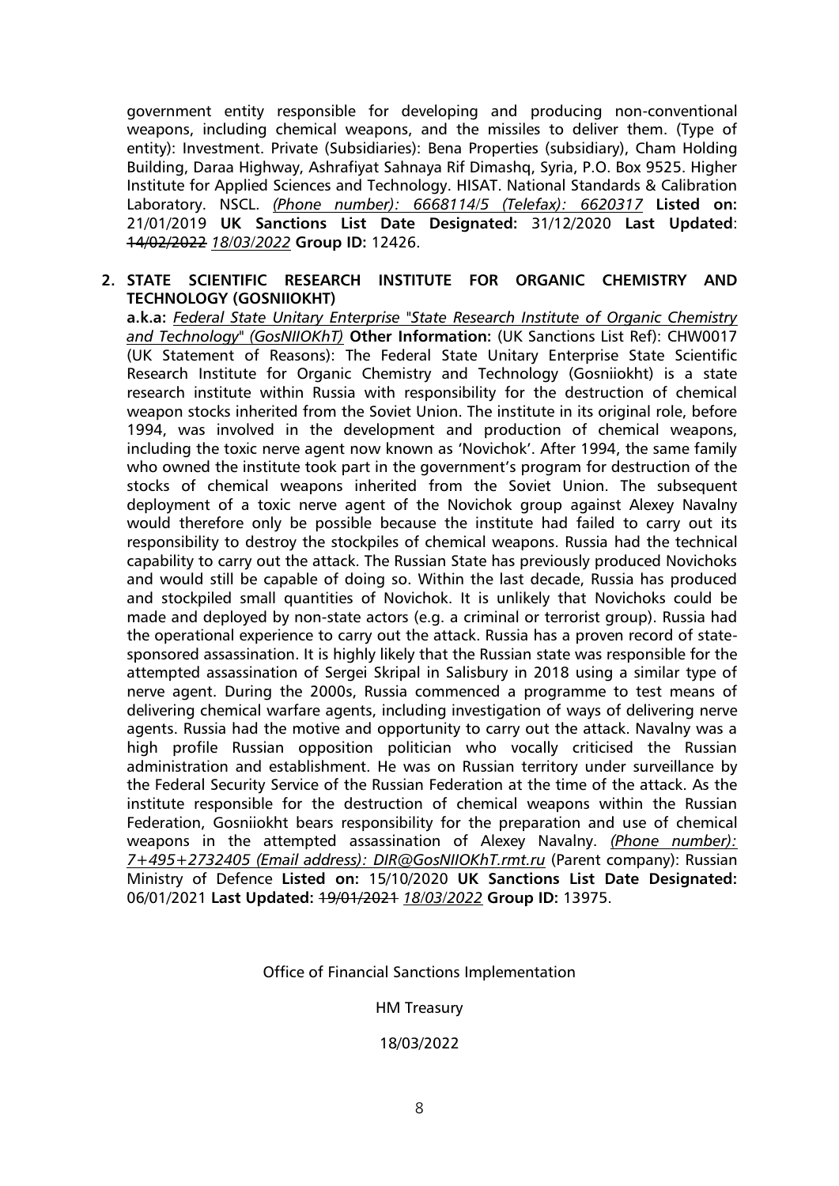government entity responsible for developing and producing non-conventional weapons, including chemical weapons, and the missiles to deliver them. (Type of entity): Investment. Private (Subsidiaries): Bena Properties (subsidiary), Cham Holding Building, Daraa Highway, Ashrafiyat Sahnaya Rif Dimashq, Syria, P.O. Box 9525. Higher Institute for Applied Sciences and Technology. HISAT. National Standards & Calibration Laboratory. NSCL. *(Phone number): 6668114/5 (Telefax): 6620317* **Listed on:** 21/01/2019 **UK Sanctions List Date Designated:** 31/12/2020 **Last Updated**: ~~14/02/2022~~ *18/03/2022* **Group ID:** 12426.

**2. STATE SCIENTIFIC RESEARCH INSTITUTE FOR ORGANIC CHEMISTRY AND TECHNOLOGY (GOSNIIOKHT)**

**a.k.a:** *Federal State Unitary Enterprise "State Research Institute of Organic Chemistry and Technology" (GosNIIOKhT)* **Other Information:** (UK Sanctions List Ref): CHW0017 (UK Statement of Reasons): The Federal State Unitary Enterprise State Scientific Research Institute for Organic Chemistry and Technology (Gosniiokht) is a state research institute within Russia with responsibility for the destruction of chemical weapon stocks inherited from the Soviet Union. The institute in its original role, before 1994, was involved in the development and production of chemical weapons, including the toxic nerve agent now known as 'Novichok'. After 1994, the same family who owned the institute took part in the government's program for destruction of the stocks of chemical weapons inherited from the Soviet Union. The subsequent deployment of a toxic nerve agent of the Novichok group against Alexey Navalny would therefore only be possible because the institute had failed to carry out its responsibility to destroy the stockpiles of chemical weapons. Russia had the technical capability to carry out the attack. The Russian State has previously produced Novichoks and would still be capable of doing so. Within the last decade, Russia has produced and stockpiled small quantities of Novichok. It is unlikely that Novichoks could be made and deployed by non-state actors (e.g. a criminal or terrorist group). Russia had the operational experience to carry out the attack. Russia has a proven record of state-sponsored assassination. It is highly likely that the Russian state was responsible for the attempted assassination of Sergei Skripal in Salisbury in 2018 using a similar type of nerve agent. During the 2000s, Russia commenced a programme to test means of delivering chemical warfare agents, including investigation of ways of delivering nerve agents. Russia had the motive and opportunity to carry out the attack. Navalny was a high profile Russian opposition politician who vocally criticised the Russian administration and establishment. He was on Russian territory under surveillance by the Federal Security Service of the Russian Federation at the time of the attack. As the institute responsible for the destruction of chemical weapons within the Russian Federation, Gosniiokht bears responsibility for the preparation and use of chemical weapons in the attempted assassination of Alexey Navalny. *(Phone number): 7+495+2732405 (Email address): DIR@GosNIIOKhT.rmt.ru* (Parent company): Russian Ministry of Defence **Listed on:** 15/10/2020 **UK Sanctions List Date Designated:** 06/01/2021 **Last Updated:** ~~19/01/2021~~ *18/03/2022* **Group ID:** 13975.

Office of Financial Sanctions Implementation

HM Treasury

18/03/2022